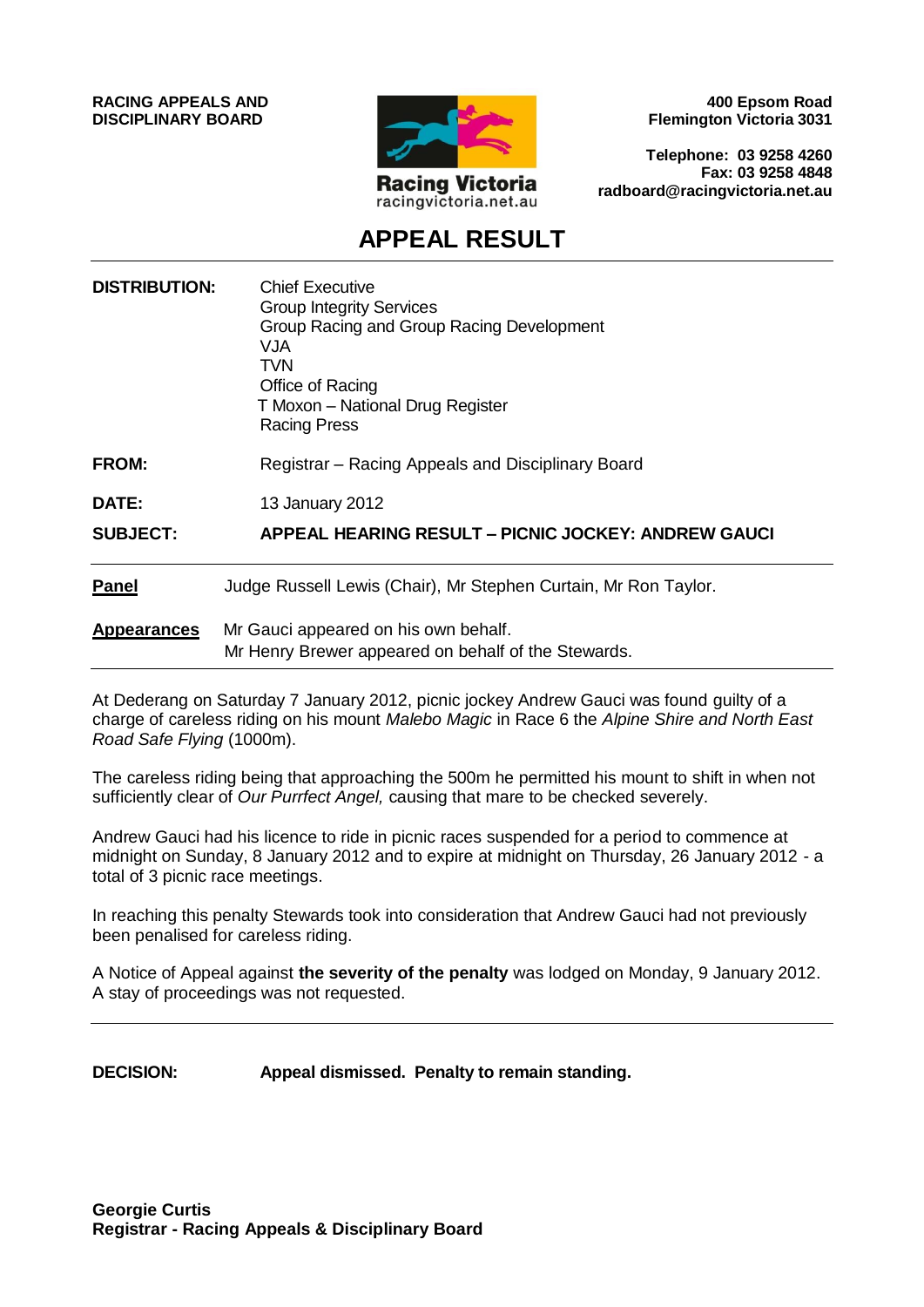**RACING APPEALS AND DISCIPLINARY BOARD**

Racing Victoria
racingvictoria.net.au

**400 Epsom Road**
**Flemington Victoria 3031**

**Telephone: 03 9258 4260**
**Fax: 03 9258 4848**
**radboard@racingvictoria.net.au**

# APPEAL RESULT

| | |
|---|---|
| **DISTRIBUTION:** | Chief Executive<br>Group Integrity Services<br>Group Racing and Group Racing Development<br>VJA<br>TVN<br>Office of Racing<br>T Moxon – National Drug Register<br>Racing Press |
| **FROM:** | Registrar – Racing Appeals and Disciplinary Board |
| **DATE:** | 13 January 2012 |
| **SUBJECT:** | **APPEAL HEARING RESULT – PICNIC JOCKEY: ANDREW GAUCI** |

**Panel** Judge Russell Lewis (Chair), Mr Stephen Curtain, Mr Ron Taylor.

**Appearances** Mr Gauci appeared on his own behalf.
Mr Henry Brewer appeared on behalf of the Stewards.

At Dederang on Saturday 7 January 2012, picnic jockey Andrew Gauci was found guilty of a charge of careless riding on his mount *Malebo Magic* in Race 6 the *Alpine Shire and North East Road Safe Flying* (1000m).

The careless riding being that approaching the 500m he permitted his mount to shift in when not sufficiently clear of *Our Purrfect Angel,* causing that mare to be checked severely.

Andrew Gauci had his licence to ride in picnic races suspended for a period to commence at midnight on Sunday, 8 January 2012 and to expire at midnight on Thursday, 26 January 2012 - a total of 3 picnic race meetings.

In reaching this penalty Stewards took into consideration that Andrew Gauci had not previously been penalised for careless riding.

A Notice of Appeal against **the severity of the penalty** was lodged on Monday, 9 January 2012. A stay of proceedings was not requested.

**DECISION:** **Appeal dismissed. Penalty to remain standing.**

**Georgie Curtis**
**Registrar - Racing Appeals & Disciplinary Board**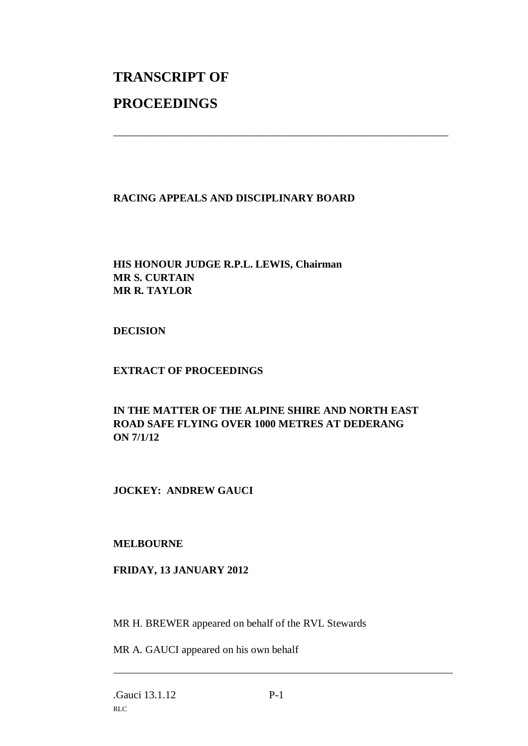# TRANSCRIPT OF PROCEEDINGS

---

**RACING APPEALS AND DISCIPLINARY BOARD**

**HIS HONOUR JUDGE R.P.L. LEWIS, Chairman**
**MR S. CURTAIN**
**MR R. TAYLOR**

**DECISION**

**EXTRACT OF PROCEEDINGS**

**IN THE MATTER OF THE ALPINE SHIRE AND NORTH EAST ROAD SAFE FLYING OVER 1000 METRES AT DEDERANG ON 7/1/12**

**JOCKEY: ANDREW GAUCI**

**MELBOURNE**

**FRIDAY, 13 JANUARY 2012**

MR H. BREWER appeared on behalf of the RVL Stewards

MR A. GAUCI appeared on his own behalf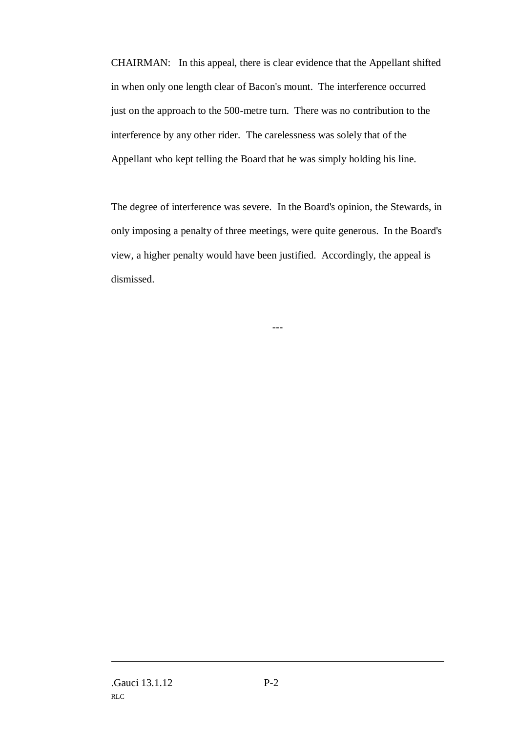CHAIRMAN: In this appeal, there is clear evidence that the Appellant shifted in when only one length clear of Bacon's mount. The interference occurred just on the approach to the 500-metre turn. There was no contribution to the interference by any other rider. The carelessness was solely that of the Appellant who kept telling the Board that he was simply holding his line.

The degree of interference was severe. In the Board's opinion, the Stewards, in only imposing a penalty of three meetings, were quite generous. In the Board's view, a higher penalty would have been justified. Accordingly, the appeal is dismissed.

---